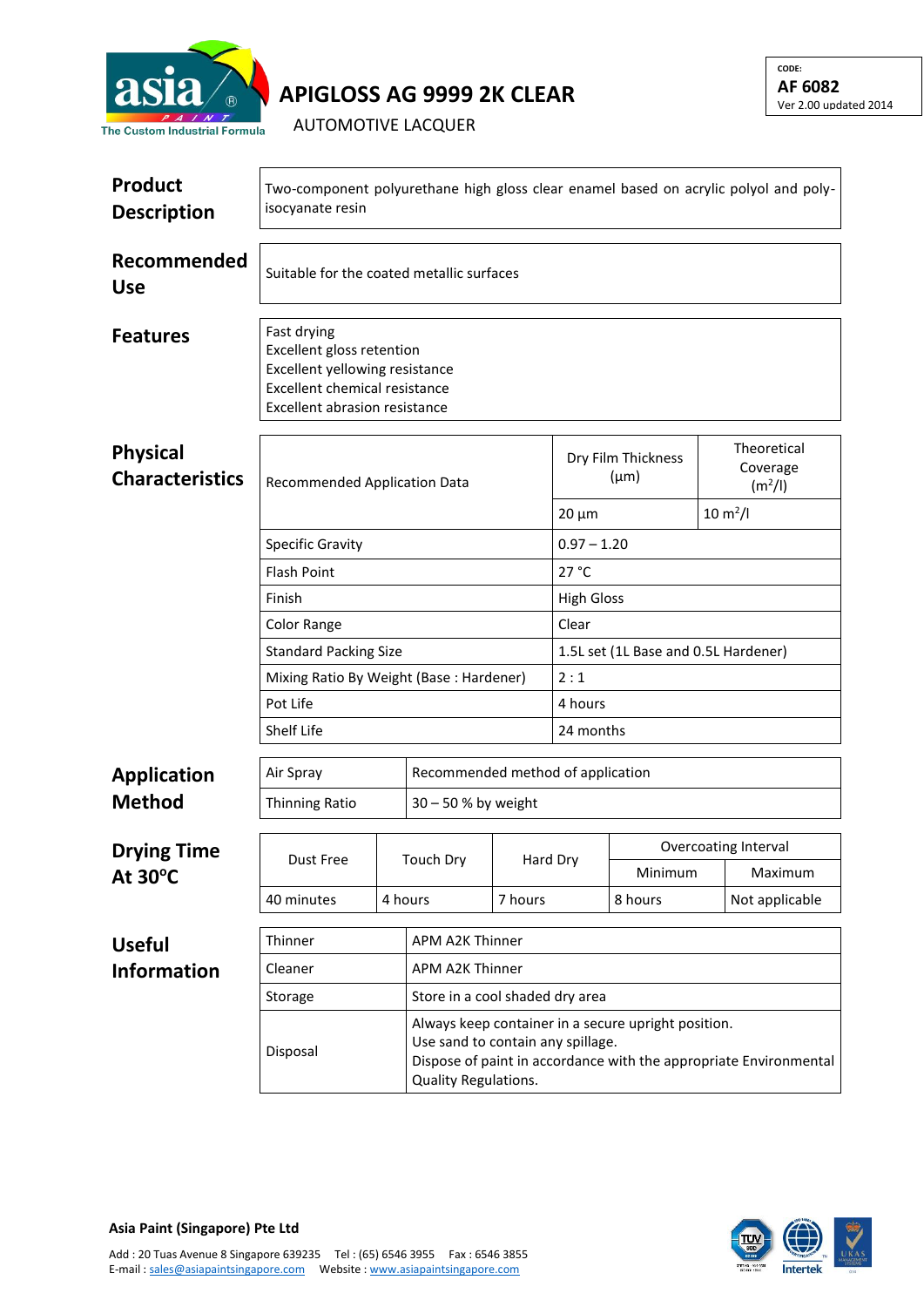asia PAINT
The Custom Industrial Formula

# APIGLOSS AG 9999 2K CLEAR

AUTOMOTIVE LACQUER

CODE:
**AF 6082**
Ver 2.00 updated 2014

## Product Description

Two-component polyurethane high gloss clear enamel based on acrylic polyol and poly-isocyanate resin

## Recommended Use

Suitable for the coated metallic surfaces

## Features

Fast drying
Excellent gloss retention
Excellent yellowing resistance
Excellent chemical resistance
Excellent abrasion resistance

## Physical Characteristics

| Recommended Application Data | Dry Film Thickness (µm) | Theoretical Coverage ($m^2/l$) |
|---|---|---|
| | 20 µm | 10 $m^2/l$ |
| Specific Gravity | 0.97 – 1.20 | |
| Flash Point | 27 °C | |
| Finish | High Gloss | |
| Color Range | Clear | |
| Standard Packing Size | 1.5L set (1L Base and 0.5L Hardener) | |
| Mixing Ratio By Weight (Base : Hardener) | 2 : 1 | |
| Pot Life | 4 hours | |
| Shelf Life | 24 months | |

## Application Method

| Air Spray | Recommended method of application |
|---|---|
| Thinning Ratio | 30 – 50 % by weight |

## Drying Time At 30°C

| Dust Free | Touch Dry | Hard Dry | Overcoating Interval | |
|---|---|---|---|---|
| | | | Minimum | Maximum |
| 40 minutes | 4 hours | 7 hours | 8 hours | Not applicable |

## Useful Information

| Thinner | APM A2K Thinner |
|---|---|
| Cleaner | APM A2K Thinner |
| Storage | Store in a cool shaded dry area |
| Disposal | Always keep container in a secure upright position.<br>Use sand to contain any spillage.<br>Dispose of paint in accordance with the appropriate Environmental Quality Regulations. |

**Asia Paint (Singapore) Pte Ltd**

Add : 20 Tuas Avenue 8 Singapore 639235 Tel : (65) 6546 3955 Fax : 6546 3855
E-mail : sales@asiapaintsingapore.com Website : www.asiapaintsingapore.com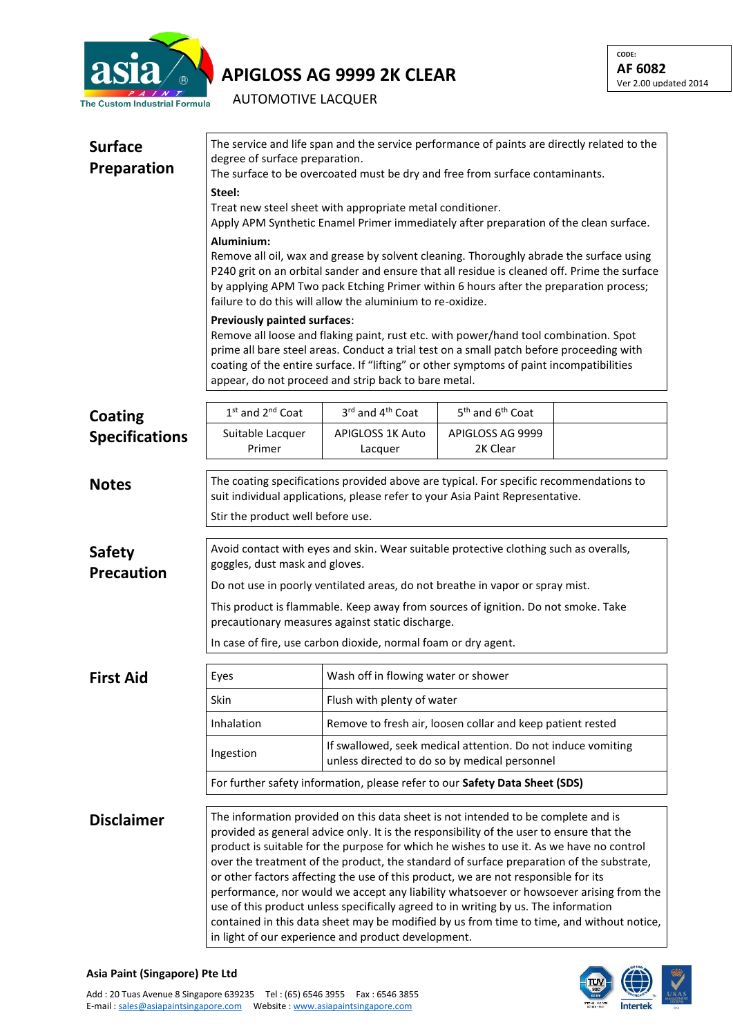# APIGLOSS AG 9999 2K CLEAR

AUTOMOTIVE LACQUER

CODE:
**AF 6082**
Ver 2.00 updated 2014

## Surface Preparation

The service and life span and the service performance of paints are directly related to the degree of surface preparation.
The surface to be overcoated must be dry and free from surface contaminants.

**Steel:**
Treat new steel sheet with appropriate metal conditioner.
Apply APM Synthetic Enamel Primer immediately after preparation of the clean surface.

**Aluminium:**
Remove all oil, wax and grease by solvent cleaning. Thoroughly abrade the surface using P240 grit on an orbital sander and ensure that all residue is cleaned off. Prime the surface by applying APM Two pack Etching Primer within 6 hours after the preparation process; failure to do this will allow the aluminium to re-oxidize.

**Previously painted surfaces**:
Remove all loose and flaking paint, rust etc. with power/hand tool combination. Spot prime all bare steel areas. Conduct a trial test on a small patch before proceeding with coating of the entire surface. If "lifting" or other symptoms of paint incompatibilities appear, do not proceed and strip back to bare metal.

## Coating Specifications

| 1st and 2nd Coat | 3rd and 4th Coat | 5th and 6th Coat | |
|---|---|---|---|
| Suitable Lacquer Primer | APIGLOSS 1K Auto Lacquer | APIGLOSS AG 9999 2K Clear | |

## Notes

The coating specifications provided above are typical. For specific recommendations to suit individual applications, please refer to your Asia Paint Representative.

Stir the product well before use.

## Safety Precaution

Avoid contact with eyes and skin. Wear suitable protective clothing such as overalls, goggles, dust mask and gloves.

Do not use in poorly ventilated areas, do not breathe in vapor or spray mist.

This product is flammable. Keep away from sources of ignition. Do not smoke. Take precautionary measures against static discharge.

In case of fire, use carbon dioxide, normal foam or dry agent.

## First Aid

| | |
|---|---|
| Eyes | Wash off in flowing water or shower |
| Skin | Flush with plenty of water |
| Inhalation | Remove to fresh air, loosen collar and keep patient rested |
| Ingestion | If swallowed, seek medical attention. Do not induce vomiting unless directed to do so by medical personnel |

For further safety information, please refer to our **Safety Data Sheet (SDS)**

## Disclaimer

The information provided on this data sheet is not intended to be complete and is provided as general advice only. It is the responsibility of the user to ensure that the product is suitable for the purpose for which he wishes to use it. As we have no control over the treatment of the product, the standard of surface preparation of the substrate, or other factors affecting the use of this product, we are not responsible for its performance, nor would we accept any liability whatsoever or howsoever arising from the use of this product unless specifically agreed to in writing by us. The information contained in this data sheet may be modified by us from time to time, and without notice, in light of our experience and product development.

**Asia Paint (Singapore) Pte Ltd**

Add : 20 Tuas Avenue 8 Singapore 639235 Tel : (65) 6546 3955 Fax : 6546 3855
E-mail : sales@asiapaintsingapore.com Website : www.asiapaintsingapore.com